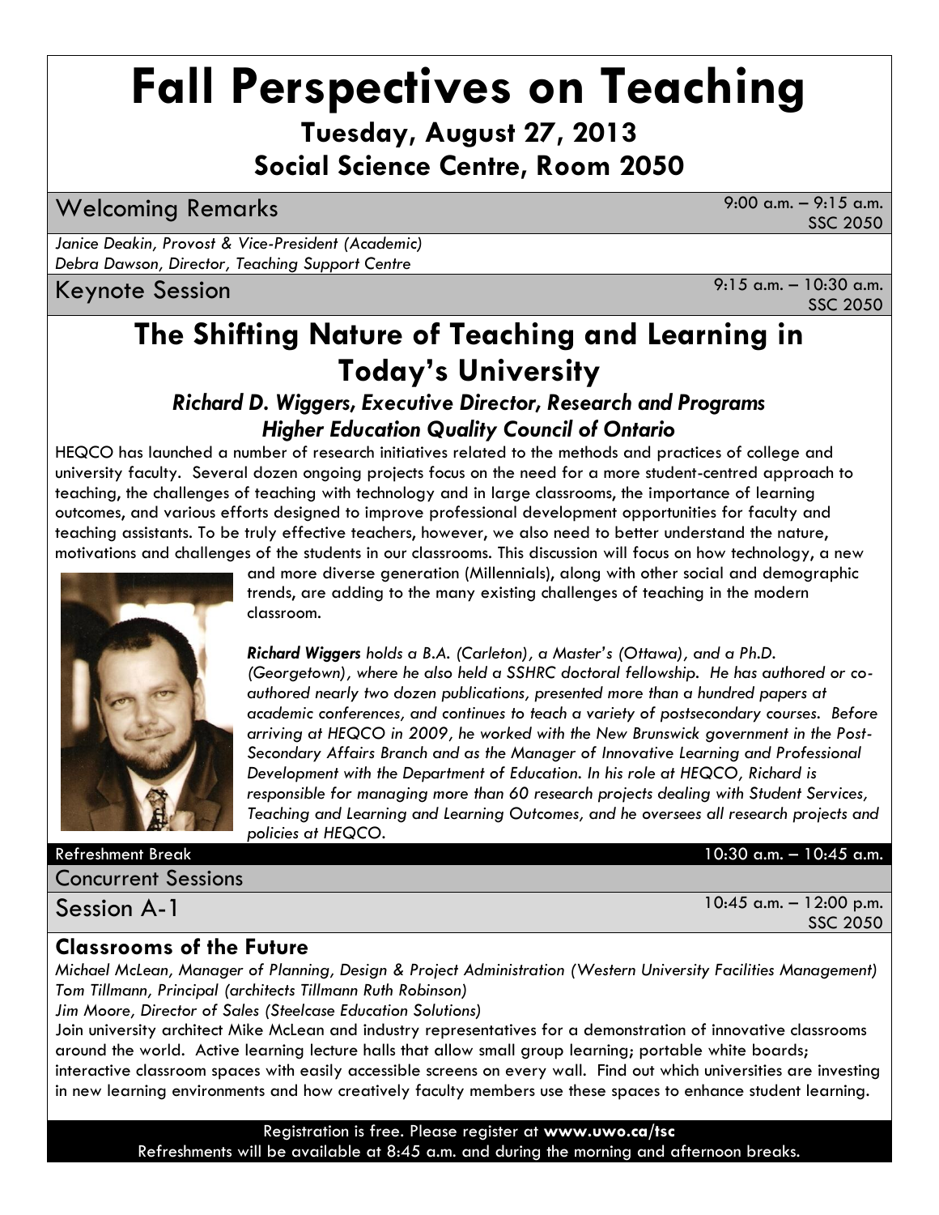# Fall Perspectives on Teaching

## Tuesday, August 27, 2013

## Social Science Centre, Room 2050

### Welcoming Remarks

9:00 a.m. – 9:15 a.m.
SSC 2050

*Janice Deakin, Provost & Vice-President (Academic)*
*Debra Dawson, Director, Teaching Support Centre*

### Keynote Session

9:15 a.m. – 10:30 a.m.
SSC 2050

## The Shifting Nature of Teaching and Learning in Today's University

***Richard D. Wiggers, Executive Director, Research and Programs***
***Higher Education Quality Council of Ontario***

HEQCO has launched a number of research initiatives related to the methods and practices of college and university faculty. Several dozen ongoing projects focus on the need for a more student-centred approach to teaching, the challenges of teaching with technology and in large classrooms, the importance of learning outcomes, and various efforts designed to improve professional development opportunities for faculty and teaching assistants. To be truly effective teachers, however, we also need to better understand the nature, motivations and challenges of the students in our classrooms. This discussion will focus on how technology, a new and more diverse generation (Millennials), along with other social and demographic trends, are adding to the many existing challenges of teaching in the modern classroom.

***Richard Wiggers** holds a B.A. (Carleton), a Master's (Ottawa), and a Ph.D. (Georgetown), where he also held a SSHRC doctoral fellowship. He has authored or co-authored nearly two dozen publications, presented more than a hundred papers at academic conferences, and continues to teach a variety of postsecondary courses. Before arriving at HEQCO in 2009, he worked with the New Brunswick government in the Post-Secondary Affairs Branch and as the Manager of Innovative Learning and Professional Development with the Department of Education. In his role at HEQCO, Richard is responsible for managing more than 60 research projects dealing with Student Services, Teaching and Learning and Learning Outcomes, and he oversees all research projects and policies at HEQCO.*

**Refreshment Break** 10:30 a.m. – 10:45 a.m.

### Concurrent Sessions

### Session A-1

10:45 a.m. – 12:00 p.m.
SSC 2050

### Classrooms of the Future

*Michael McLean, Manager of Planning, Design & Project Administration (Western University Facilities Management)*
*Tom Tillmann, Principal (architects Tillmann Ruth Robinson)*
*Jim Moore, Director of Sales (Steelcase Education Solutions)*

Join university architect Mike McLean and industry representatives for a demonstration of innovative classrooms around the world. Active learning lecture halls that allow small group learning; portable white boards; interactive classroom spaces with easily accessible screens on every wall. Find out which universities are investing in new learning environments and how creatively faculty members use these spaces to enhance student learning.

Registration is free. Please register at **www.uwo.ca/tsc**
Refreshments will be available at 8:45 a.m. and during the morning and afternoon breaks.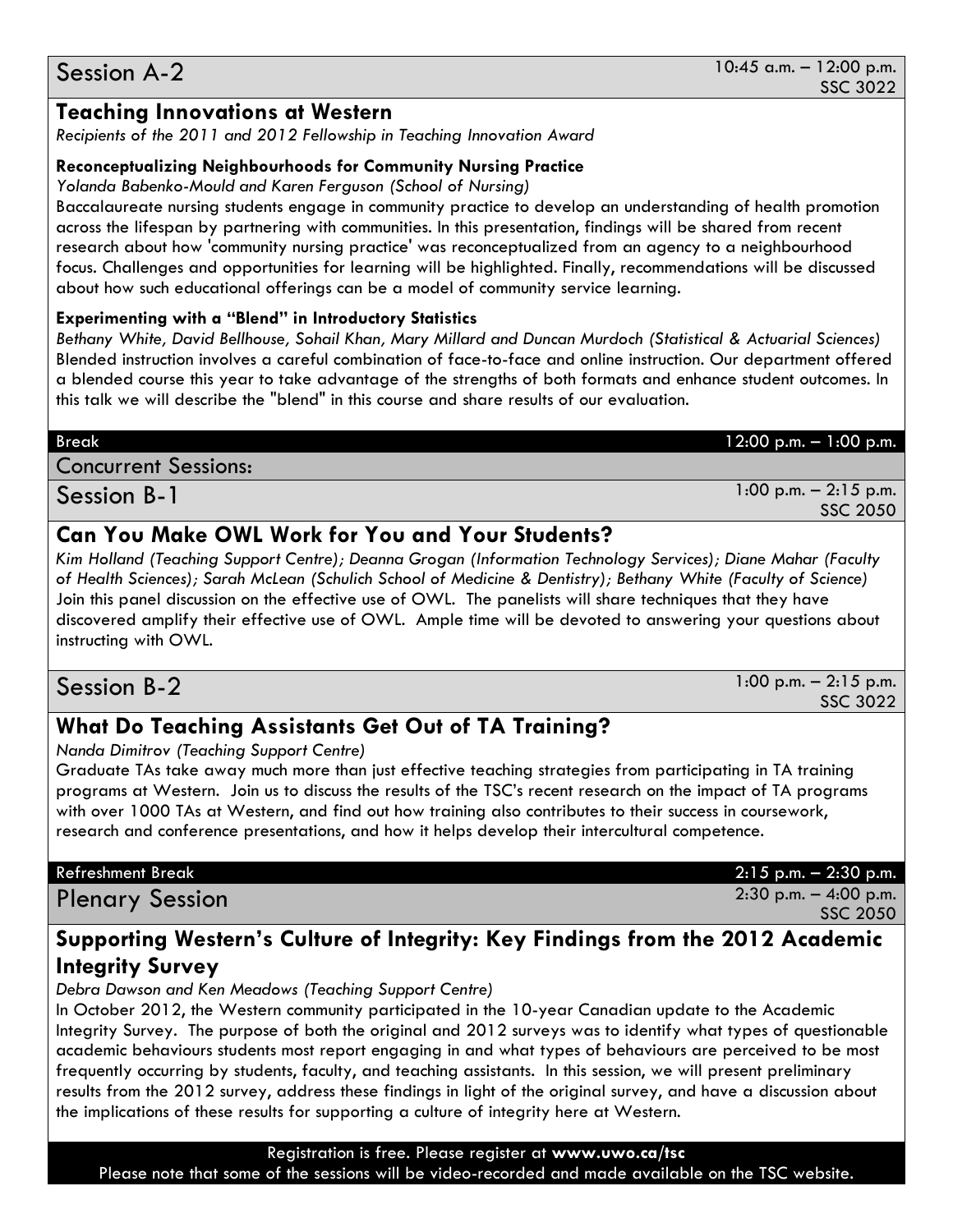## Session A-2

10:45 a.m. – 12:00 p.m.
SSC 3022

### Teaching Innovations at Western

*Recipients of the 2011 and 2012 Fellowship in Teaching Innovation Award*

**Reconceptualizing Neighbourhoods for Community Nursing Practice**

*Yolanda Babenko-Mould and Karen Ferguson (School of Nursing)*

Baccalaureate nursing students engage in community practice to develop an understanding of health promotion across the lifespan by partnering with communities. In this presentation, findings will be shared from recent research about how 'community nursing practice' was reconceptualized from an agency to a neighbourhood focus. Challenges and opportunities for learning will be highlighted. Finally, recommendations will be discussed about how such educational offerings can be a model of community service learning.

**Experimenting with a "Blend" in Introductory Statistics**

*Bethany White, David Bellhouse, Sohail Khan, Mary Millard and Duncan Murdoch (Statistical & Actuarial Sciences)*

Blended instruction involves a careful combination of face-to-face and online instruction. Our department offered a blended course this year to take advantage of the strengths of both formats and enhance student outcomes. In this talk we will describe the "blend" in this course and share results of our evaluation.

**Break** 12:00 p.m. – 1:00 p.m.

## Concurrent Sessions:

## Session B-1

1:00 p.m. – 2:15 p.m.
SSC 2050

### Can You Make OWL Work for You and Your Students?

*Kim Holland (Teaching Support Centre); Deanna Grogan (Information Technology Services); Diane Mahar (Faculty of Health Sciences); Sarah McLean (Schulich School of Medicine & Dentistry); Bethany White (Faculty of Science)*

Join this panel discussion on the effective use of OWL. The panelists will share techniques that they have discovered amplify their effective use of OWL. Ample time will be devoted to answering your questions about instructing with OWL.

## Session B-2

1:00 p.m. – 2:15 p.m.
SSC 3022

### What Do Teaching Assistants Get Out of TA Training?

*Nanda Dimitrov (Teaching Support Centre)*

Graduate TAs take away much more than just effective teaching strategies from participating in TA training programs at Western. Join us to discuss the results of the TSC's recent research on the impact of TA programs with over 1000 TAs at Western, and find out how training also contributes to their success in coursework, research and conference presentations, and how it helps develop their intercultural competence.

**Refreshment Break** 2:15 p.m. – 2:30 p.m.

## Plenary Session

2:30 p.m. – 4:00 p.m.
SSC 2050

### Supporting Western's Culture of Integrity: Key Findings from the 2012 Academic Integrity Survey

*Debra Dawson and Ken Meadows (Teaching Support Centre)*

In October 2012, the Western community participated in the 10-year Canadian update to the Academic Integrity Survey. The purpose of both the original and 2012 surveys was to identify what types of questionable academic behaviours students most report engaging in and what types of behaviours are perceived to be most frequently occurring by students, faculty, and teaching assistants. In this session, we will present preliminary results from the 2012 survey, address these findings in light of the original survey, and have a discussion about the implications of these results for supporting a culture of integrity here at Western.

Registration is free. Please register at **www.uwo.ca/tsc**

Please note that some of the sessions will be video-recorded and made available on the TSC website.